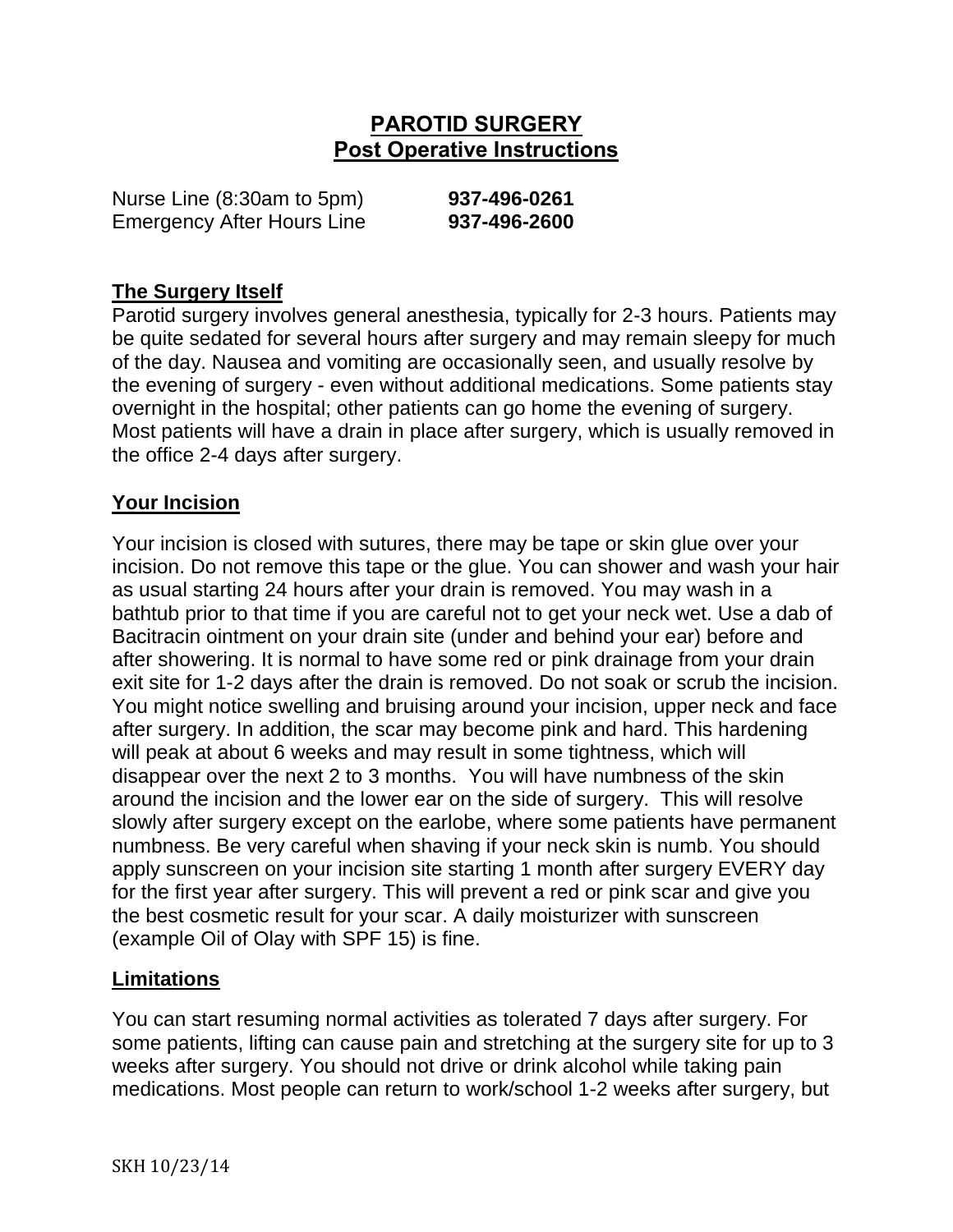# PAROTID SURGERY
## Post Operative Instructions

Nurse Line (8:30am to 5pm) **937-496-0261**
Emergency After Hours Line **937-496-2600**

### The Surgery Itself

Parotid surgery involves general anesthesia, typically for 2-3 hours. Patients may be quite sedated for several hours after surgery and may remain sleepy for much of the day. Nausea and vomiting are occasionally seen, and usually resolve by the evening of surgery - even without additional medications. Some patients stay overnight in the hospital; other patients can go home the evening of surgery. Most patients will have a drain in place after surgery, which is usually removed in the office 2-4 days after surgery.

### Your Incision

Your incision is closed with sutures, there may be tape or skin glue over your incision. Do not remove this tape or the glue. You can shower and wash your hair as usual starting 24 hours after your drain is removed. You may wash in a bathtub prior to that time if you are careful not to get your neck wet. Use a dab of Bacitracin ointment on your drain site (under and behind your ear) before and after showering. It is normal to have some red or pink drainage from your drain exit site for 1-2 days after the drain is removed. Do not soak or scrub the incision. You might notice swelling and bruising around your incision, upper neck and face after surgery. In addition, the scar may become pink and hard. This hardening will peak at about 6 weeks and may result in some tightness, which will disappear over the next 2 to 3 months. You will have numbness of the skin around the incision and the lower ear on the side of surgery. This will resolve slowly after surgery except on the earlobe, where some patients have permanent numbness. Be very careful when shaving if your neck skin is numb. You should apply sunscreen on your incision site starting 1 month after surgery EVERY day for the first year after surgery. This will prevent a red or pink scar and give you the best cosmetic result for your scar. A daily moisturizer with sunscreen (example Oil of Olay with SPF 15) is fine.

### Limitations

You can start resuming normal activities as tolerated 7 days after surgery. For some patients, lifting can cause pain and stretching at the surgery site for up to 3 weeks after surgery. You should not drive or drink alcohol while taking pain medications. Most people can return to work/school 1-2 weeks after surgery, but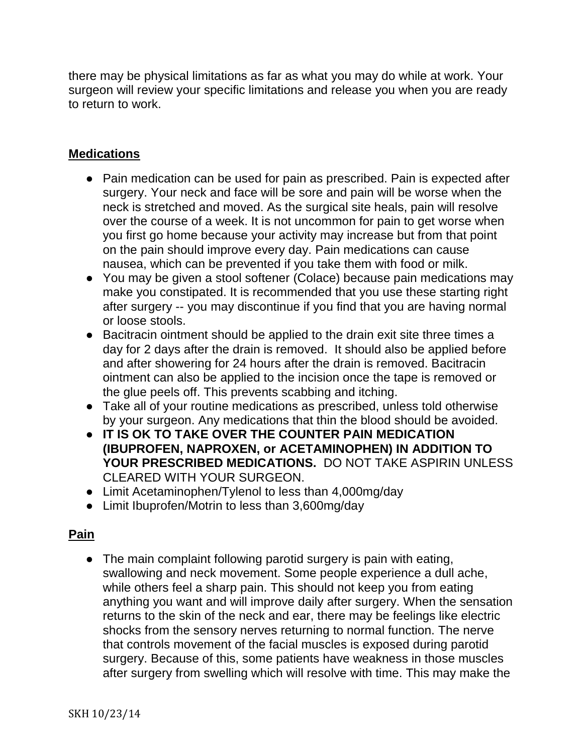there may be physical limitations as far as what you may do while at work. Your surgeon will review your specific limitations and release you when you are ready to return to work.

## Medications

- Pain medication can be used for pain as prescribed. Pain is expected after surgery. Your neck and face will be sore and pain will be worse when the neck is stretched and moved. As the surgical site heals, pain will resolve over the course of a week. It is not uncommon for pain to get worse when you first go home because your activity may increase but from that point on the pain should improve every day. Pain medications can cause nausea, which can be prevented if you take them with food or milk.
- You may be given a stool softener (Colace) because pain medications may make you constipated. It is recommended that you use these starting right after surgery -- you may discontinue if you find that you are having normal or loose stools.
- Bacitracin ointment should be applied to the drain exit site three times a day for 2 days after the drain is removed. It should also be applied before and after showering for 24 hours after the drain is removed. Bacitracin ointment can also be applied to the incision once the tape is removed or the glue peels off. This prevents scabbing and itching.
- Take all of your routine medications as prescribed, unless told otherwise by your surgeon. Any medications that thin the blood should be avoided.
- **IT IS OK TO TAKE OVER THE COUNTER PAIN MEDICATION (IBUPROFEN, NAPROXEN, or ACETAMINOPHEN) IN ADDITION TO YOUR PRESCRIBED MEDICATIONS.** DO NOT TAKE ASPIRIN UNLESS CLEARED WITH YOUR SURGEON.
- Limit Acetaminophen/Tylenol to less than 4,000mg/day
- Limit Ibuprofen/Motrin to less than 3,600mg/day

## Pain

- The main complaint following parotid surgery is pain with eating, swallowing and neck movement. Some people experience a dull ache, while others feel a sharp pain. This should not keep you from eating anything you want and will improve daily after surgery. When the sensation returns to the skin of the neck and ear, there may be feelings like electric shocks from the sensory nerves returning to normal function. The nerve that controls movement of the facial muscles is exposed during parotid surgery. Because of this, some patients have weakness in those muscles after surgery from swelling which will resolve with time. This may make the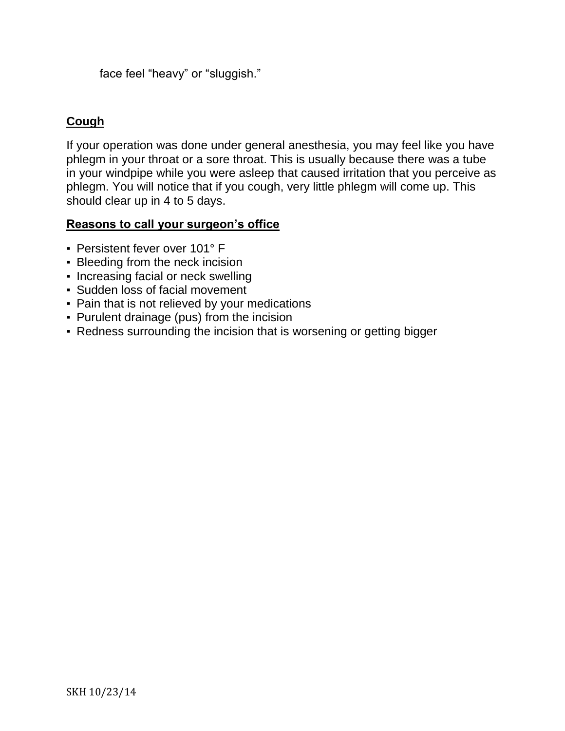face feel “heavy” or “sluggish.”

## Cough

If your operation was done under general anesthesia, you may feel like you have phlegm in your throat or a sore throat. This is usually because there was a tube in your windpipe while you were asleep that caused irritation that you perceive as phlegm. You will notice that if you cough, very little phlegm will come up. This should clear up in 4 to 5 days.

## Reasons to call your surgeon’s office

- Persistent fever over 101° F
- Bleeding from the neck incision
- Increasing facial or neck swelling
- Sudden loss of facial movement
- Pain that is not relieved by your medications
- Purulent drainage (pus) from the incision
- Redness surrounding the incision that is worsening or getting bigger

SKH 10/23/14